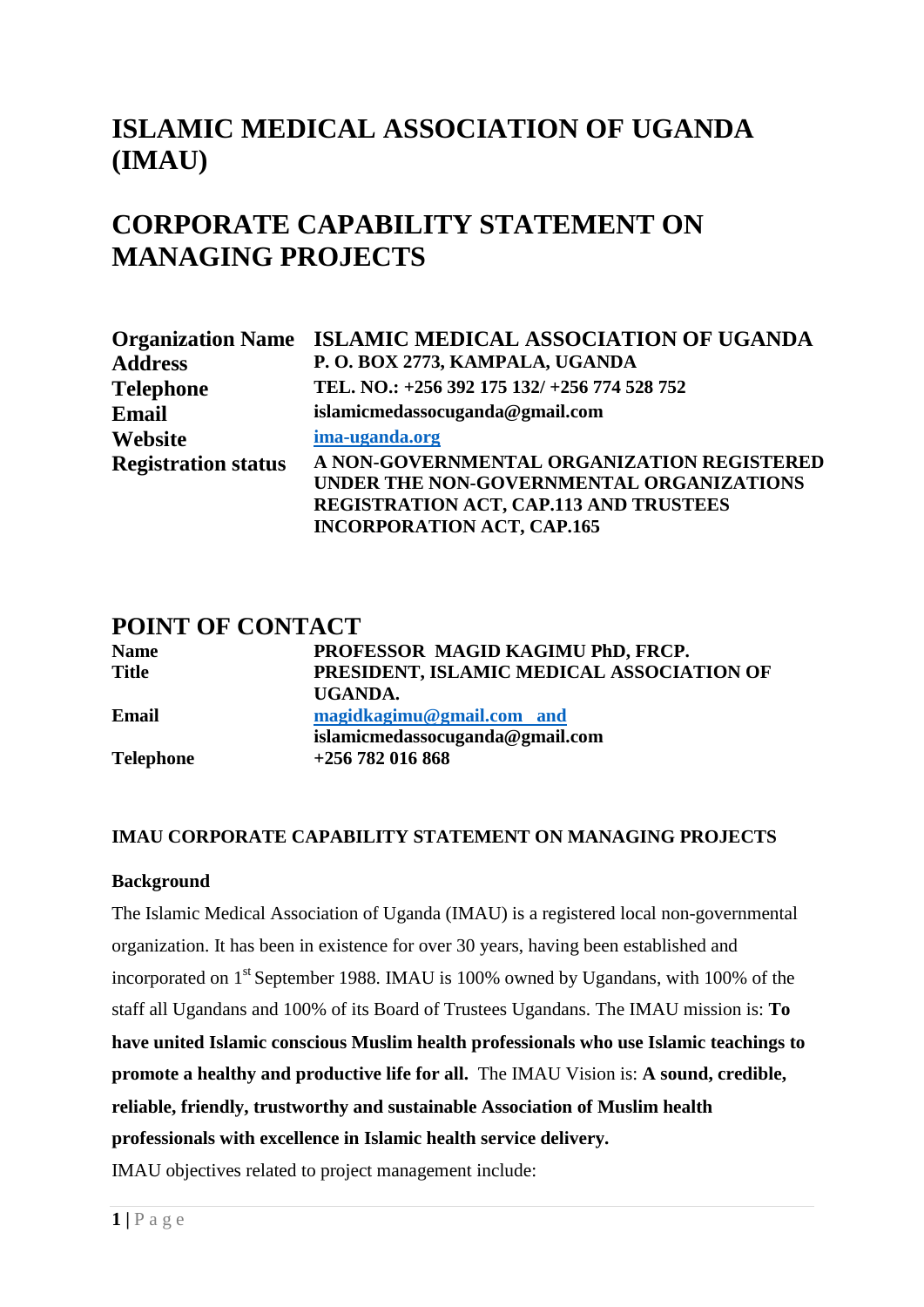# ISLAMIC MEDICAL ASSOCIATION OF UGANDA (IMAU)

# CORPORATE CAPABILITY STATEMENT ON MANAGING PROJECTS

| | |
|---|---|
| **Organization Name** | **ISLAMIC MEDICAL ASSOCIATION OF UGANDA** |
| **Address** | **P. O. BOX 2773, KAMPALA, UGANDA** |
| **Telephone** | **TEL. NO.: +256 392 175 132/ +256 774 528 752** |
| **Email** | **islamicmedassocuganda@gmail.com** |
| **Website** | **ima-uganda.org** |
| **Registration status** | **A NON-GOVERNMENTAL ORGANIZATION REGISTERED UNDER THE NON-GOVERNMENTAL ORGANIZATIONS REGISTRATION ACT, CAP.113 AND TRUSTEES INCORPORATION ACT, CAP.165** |

## POINT OF CONTACT

| | |
|---|---|
| **Name** | **PROFESSOR MAGID KAGIMU PhD, FRCP.** |
| **Title** | **PRESIDENT, ISLAMIC MEDICAL ASSOCIATION OF UGANDA.** |
| **Email** | **magidkagimu@gmail.com and islamicmedassocuganda@gmail.com** |
| **Telephone** | **+256 782 016 868** |

### IMAU CORPORATE CAPABILITY STATEMENT ON MANAGING PROJECTS

**Background**

The Islamic Medical Association of Uganda (IMAU) is a registered local non-governmental organization. It has been in existence for over 30 years, having been established and incorporated on 1st September 1988. IMAU is 100% owned by Ugandans, with 100% of the staff all Ugandans and 100% of its Board of Trustees Ugandans. The IMAU mission is: **To have united Islamic conscious Muslim health professionals who use Islamic teachings to promote a healthy and productive life for all.** The IMAU Vision is: **A sound, credible, reliable, friendly, trustworthy and sustainable Association of Muslim health professionals with excellence in Islamic health service delivery.**

IMAU objectives related to project management include: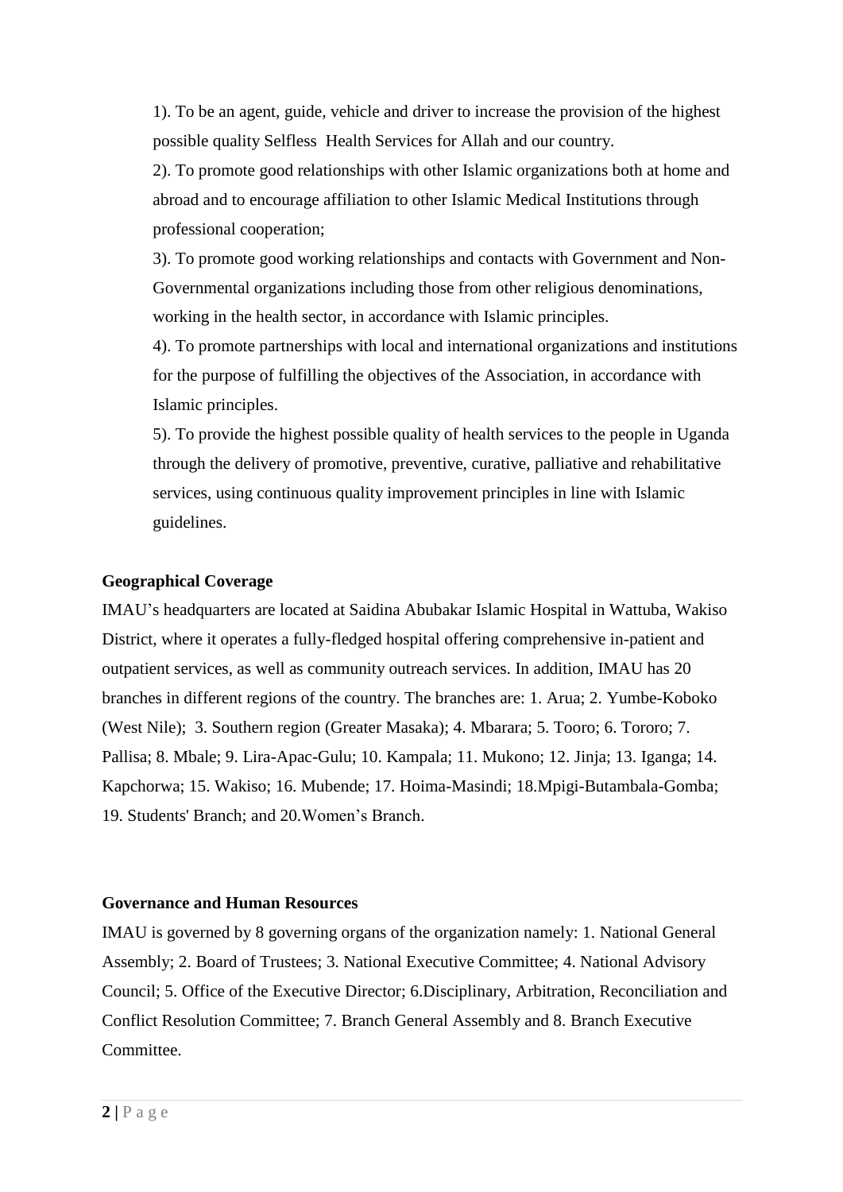1). To be an agent, guide, vehicle and driver to increase the provision of the highest possible quality Selfless Health Services for Allah and our country.

2). To promote good relationships with other Islamic organizations both at home and abroad and to encourage affiliation to other Islamic Medical Institutions through professional cooperation;

3). To promote good working relationships and contacts with Government and Non-Governmental organizations including those from other religious denominations, working in the health sector, in accordance with Islamic principles.

4). To promote partnerships with local and international organizations and institutions for the purpose of fulfilling the objectives of the Association, in accordance with Islamic principles.

5). To provide the highest possible quality of health services to the people in Uganda through the delivery of promotive, preventive, curative, palliative and rehabilitative services, using continuous quality improvement principles in line with Islamic guidelines.

**Geographical Coverage**

IMAU's headquarters are located at Saidina Abubakar Islamic Hospital in Wattuba, Wakiso District, where it operates a fully-fledged hospital offering comprehensive in-patient and outpatient services, as well as community outreach services. In addition, IMAU has 20 branches in different regions of the country. The branches are: 1. Arua; 2. Yumbe-Koboko (West Nile); 3. Southern region (Greater Masaka); 4. Mbarara; 5. Tooro; 6. Tororo; 7. Pallisa; 8. Mbale; 9. Lira-Apac-Gulu; 10. Kampala; 11. Mukono; 12. Jinja; 13. Iganga; 14. Kapchorwa; 15. Wakiso; 16. Mubende; 17. Hoima-Masindi; 18.Mpigi-Butambala-Gomba; 19. Students' Branch; and 20.Women's Branch.

**Governance and Human Resources**

IMAU is governed by 8 governing organs of the organization namely: 1. National General Assembly; 2. Board of Trustees; 3. National Executive Committee; 4. National Advisory Council; 5. Office of the Executive Director; 6.Disciplinary, Arbitration, Reconciliation and Conflict Resolution Committee; 7. Branch General Assembly and 8. Branch Executive Committee.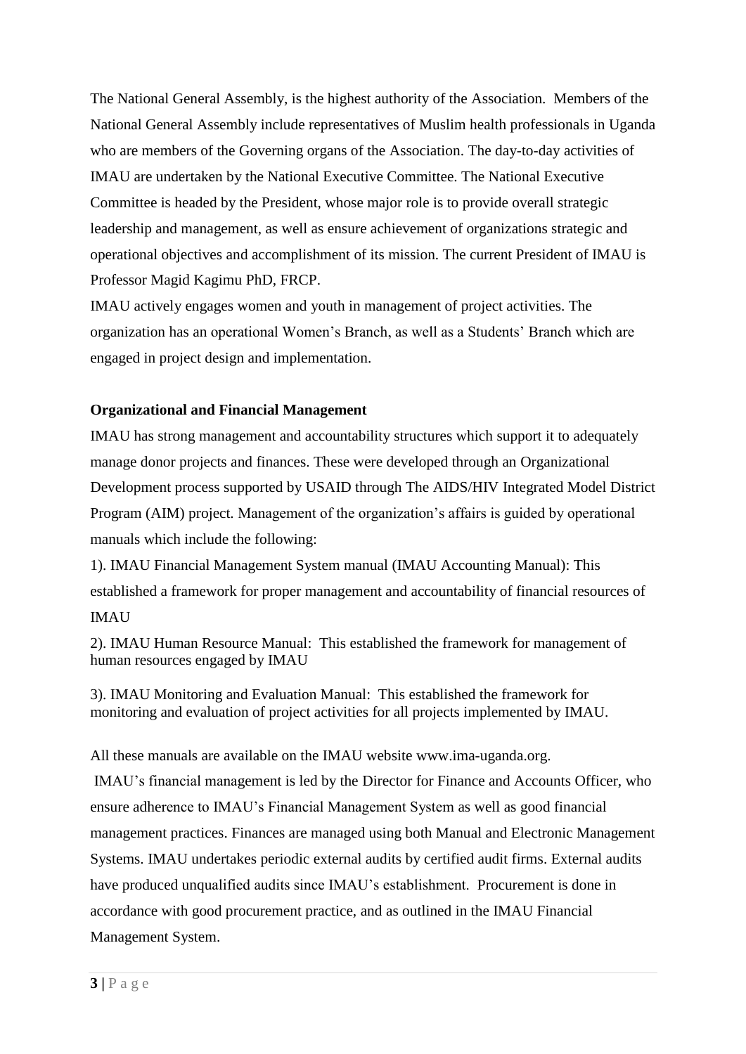The National General Assembly, is the highest authority of the Association. Members of the National General Assembly include representatives of Muslim health professionals in Uganda who are members of the Governing organs of the Association. The day-to-day activities of IMAU are undertaken by the National Executive Committee. The National Executive Committee is headed by the President, whose major role is to provide overall strategic leadership and management, as well as ensure achievement of organizations strategic and operational objectives and accomplishment of its mission. The current President of IMAU is Professor Magid Kagimu PhD, FRCP.

IMAU actively engages women and youth in management of project activities. The organization has an operational Women's Branch, as well as a Students' Branch which are engaged in project design and implementation.

**Organizational and Financial Management**

IMAU has strong management and accountability structures which support it to adequately manage donor projects and finances. These were developed through an Organizational Development process supported by USAID through The AIDS/HIV Integrated Model District Program (AIM) project. Management of the organization's affairs is guided by operational manuals which include the following:

1). IMAU Financial Management System manual (IMAU Accounting Manual): This established a framework for proper management and accountability of financial resources of IMAU

2). IMAU Human Resource Manual: This established the framework for management of human resources engaged by IMAU

3). IMAU Monitoring and Evaluation Manual: This established the framework for monitoring and evaluation of project activities for all projects implemented by IMAU.

All these manuals are available on the IMAU website www.ima-uganda.org.

IMAU's financial management is led by the Director for Finance and Accounts Officer, who ensure adherence to IMAU's Financial Management System as well as good financial management practices. Finances are managed using both Manual and Electronic Management Systems. IMAU undertakes periodic external audits by certified audit firms. External audits have produced unqualified audits since IMAU's establishment. Procurement is done in accordance with good procurement practice, and as outlined in the IMAU Financial Management System.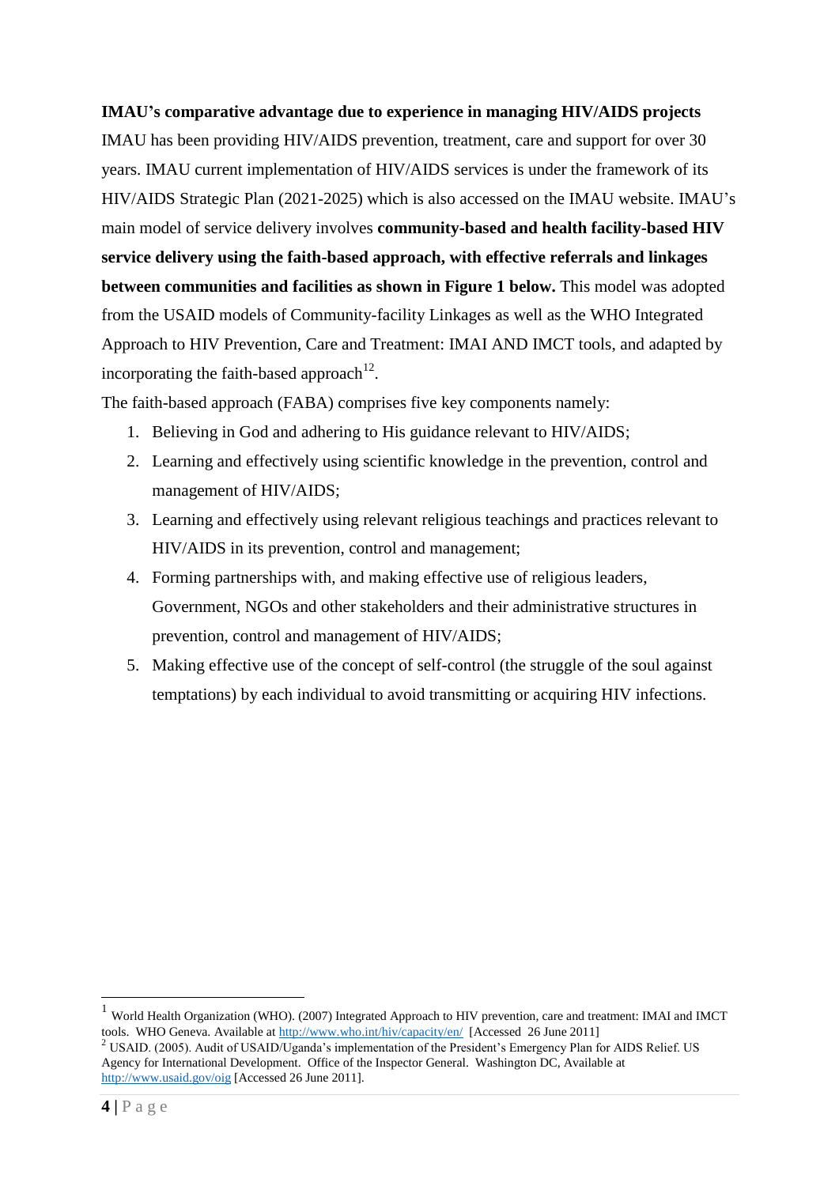**IMAU's comparative advantage due to experience in managing HIV/AIDS projects**

IMAU has been providing HIV/AIDS prevention, treatment, care and support for over 30 years. IMAU current implementation of HIV/AIDS services is under the framework of its HIV/AIDS Strategic Plan (2021-2025) which is also accessed on the IMAU website. IMAU's main model of service delivery involves **community-based and health facility-based HIV service delivery using the faith-based approach, with effective referrals and linkages between communities and facilities as shown in Figure 1 below.** This model was adopted from the USAID models of Community-facility Linkages as well as the WHO Integrated Approach to HIV Prevention, Care and Treatment: IMAI AND IMCT tools, and adapted by incorporating the faith-based approach[12].

The faith-based approach (FABA) comprises five key components namely:

1. Believing in God and adhering to His guidance relevant to HIV/AIDS;
2. Learning and effectively using scientific knowledge in the prevention, control and management of HIV/AIDS;
3. Learning and effectively using relevant religious teachings and practices relevant to HIV/AIDS in its prevention, control and management;
4. Forming partnerships with, and making effective use of religious leaders, Government, NGOs and other stakeholders and their administrative structures in prevention, control and management of HIV/AIDS;
5. Making effective use of the concept of self-control (the struggle of the soul against temptations) by each individual to avoid transmitting or acquiring HIV infections.

---

[1] World Health Organization (WHO). (2007) Integrated Approach to HIV prevention, care and treatment: IMAI and IMCT tools. WHO Geneva. Available at http://www.who.int/hiv/capacity/en/ [Accessed 26 June 2011]

[2] USAID. (2005). Audit of USAID/Uganda's implementation of the President's Emergency Plan for AIDS Relief. US Agency for International Development. Office of the Inspector General. Washington DC, Available at http://www.usaid.gov/oig [Accessed 26 June 2011].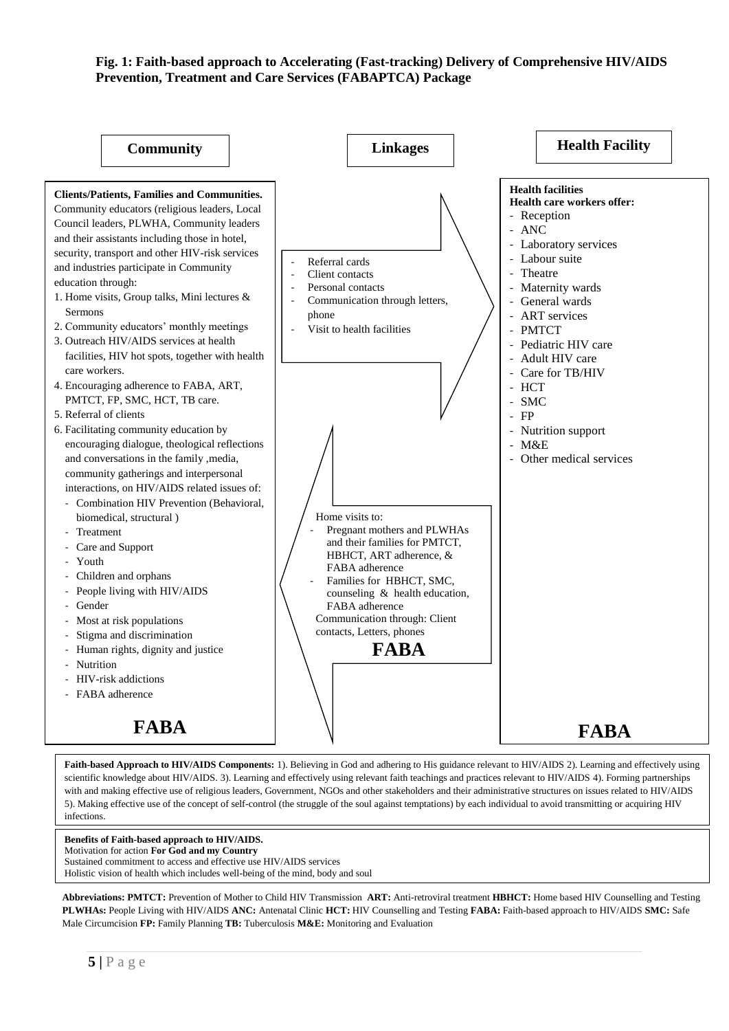**Fig. 1: Faith-based approach to Accelerating (Fast-tracking) Delivery of Comprehensive HIV/AIDS Prevention, Treatment and Care Services (FABAPTCA) Package**

## Community

**Clients/Patients, Families and Communities.**
Community educators (religious leaders, Local Council leaders, PLWHA, Community leaders and their assistants including those in hotel, security, transport and other HIV-risk services and industries participate in Community education through:

1. Home visits, Group talks, Mini lectures & Sermons
2. Community educators' monthly meetings
3. Outreach HIV/AIDS services at health facilities, HIV hot spots, together with health care workers.
4. Encouraging adherence to FABA, ART, PMTCT, FP, SMC, HCT, TB care.
5. Referral of clients
6. Facilitating community education by encouraging dialogue, theological reflections and conversations in the family ,media, community gatherings and interpersonal interactions, on HIV/AIDS related issues of:
   - Combination HIV Prevention (Behavioral, biomedical, structural )
   - Treatment
   - Care and Support
   - Youth
   - Children and orphans
   - People living with HIV/AIDS
   - Gender
   - Most at risk populations
   - Stigma and discrimination
   - Human rights, dignity and justice
   - Nutrition
   - HIV-risk addictions
   - FABA adherence

**FABA**

## Linkages

- Referral cards
- Client contacts
- Personal contacts
- Communication through letters, phone
- Visit to health facilities

Home visits to:

- Pregnant mothers and PLWHAs and their families for PMTCT, HBHCT, ART adherence, & FABA adherence
- Families for HBHCT, SMC, counseling & health education, FABA adherence

Communication through: Client contacts, Letters, phones

**FABA**

## Health Facility

**Health facilities**
**Health care workers offer:**

- Reception
- ANC
- Laboratory services
- Labour suite
- Theatre
- Maternity wards
- General wards
- ART services
- PMTCT
- Pediatric HIV care
- Adult HIV care
- Care for TB/HIV
- HCT
- SMC
- FP
- Nutrition support
- M&E
- Other medical services

**FABA**

**Faith-based Approach to HIV/AIDS Components:** 1). Believing in God and adhering to His guidance relevant to HIV/AIDS 2). Learning and effectively using scientific knowledge about HIV/AIDS. 3). Learning and effectively using relevant faith teachings and practices relevant to HIV/AIDS 4). Forming partnerships with and making effective use of religious leaders, Government, NGOs and other stakeholders and their administrative structures on issues related to HIV/AIDS 5). Making effective use of the concept of self-control (the struggle of the soul against temptations) by each individual to avoid transmitting or acquiring HIV infections.

**Benefits of Faith-based approach to HIV/AIDS.**
Motivation for action **For God and my Country**
Sustained commitment to access and effective use HIV/AIDS services
Holistic vision of health which includes well-being of the mind, body and soul

**Abbreviations: PMTCT:** Prevention of Mother to Child HIV Transmission **ART:** Anti-retroviral treatment **HBHCT:** Home based HIV Counselling and Testing **PLWHAs:** People Living with HIV/AIDS **ANC:** Antenatal Clinic **HCT:** HIV Counselling and Testing **FABA:** Faith-based approach to HIV/AIDS **SMC:** Safe Male Circumcision **FP:** Family Planning **TB:** Tuberculosis **M&E:** Monitoring and Evaluation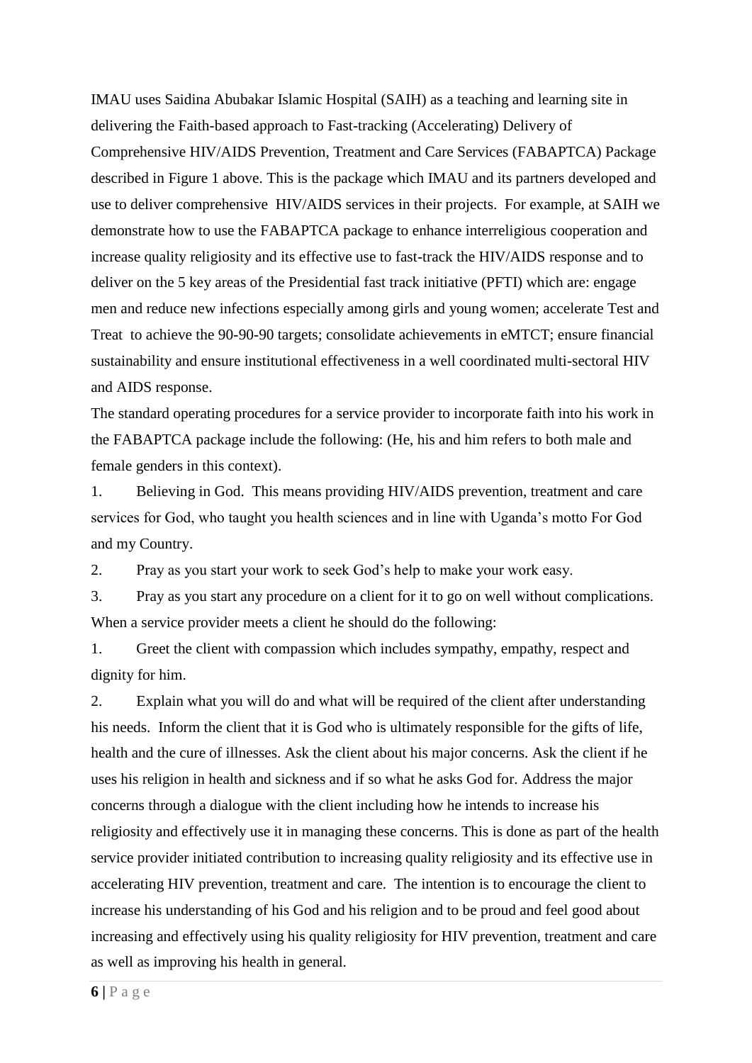IMAU uses Saidina Abubakar Islamic Hospital (SAIH) as a teaching and learning site in delivering the Faith-based approach to Fast-tracking (Accelerating) Delivery of Comprehensive HIV/AIDS Prevention, Treatment and Care Services (FABAPTCA) Package described in Figure 1 above. This is the package which IMAU and its partners developed and use to deliver comprehensive HIV/AIDS services in their projects. For example, at SAIH we demonstrate how to use the FABAPTCA package to enhance interreligious cooperation and increase quality religiosity and its effective use to fast-track the HIV/AIDS response and to deliver on the 5 key areas of the Presidential fast track initiative (PFTI) which are: engage men and reduce new infections especially among girls and young women; accelerate Test and Treat to achieve the 90-90-90 targets; consolidate achievements in eMTCT; ensure financial sustainability and ensure institutional effectiveness in a well coordinated multi-sectoral HIV and AIDS response.

The standard operating procedures for a service provider to incorporate faith into his work in the FABAPTCA package include the following: (He, his and him refers to both male and female genders in this context).

1. Believing in God. This means providing HIV/AIDS prevention, treatment and care services for God, who taught you health sciences and in line with Uganda's motto For God and my Country.
2. Pray as you start your work to seek God's help to make your work easy.
3. Pray as you start any procedure on a client for it to go on well without complications.

When a service provider meets a client he should do the following:

1. Greet the client with compassion which includes sympathy, empathy, respect and dignity for him.
2. Explain what you will do and what will be required of the client after understanding his needs. Inform the client that it is God who is ultimately responsible for the gifts of life, health and the cure of illnesses. Ask the client about his major concerns. Ask the client if he uses his religion in health and sickness and if so what he asks God for. Address the major concerns through a dialogue with the client including how he intends to increase his religiosity and effectively use it in managing these concerns. This is done as part of the health service provider initiated contribution to increasing quality religiosity and its effective use in accelerating HIV prevention, treatment and care. The intention is to encourage the client to increase his understanding of his God and his religion and to be proud and feel good about increasing and effectively using his quality religiosity for HIV prevention, treatment and care as well as improving his health in general.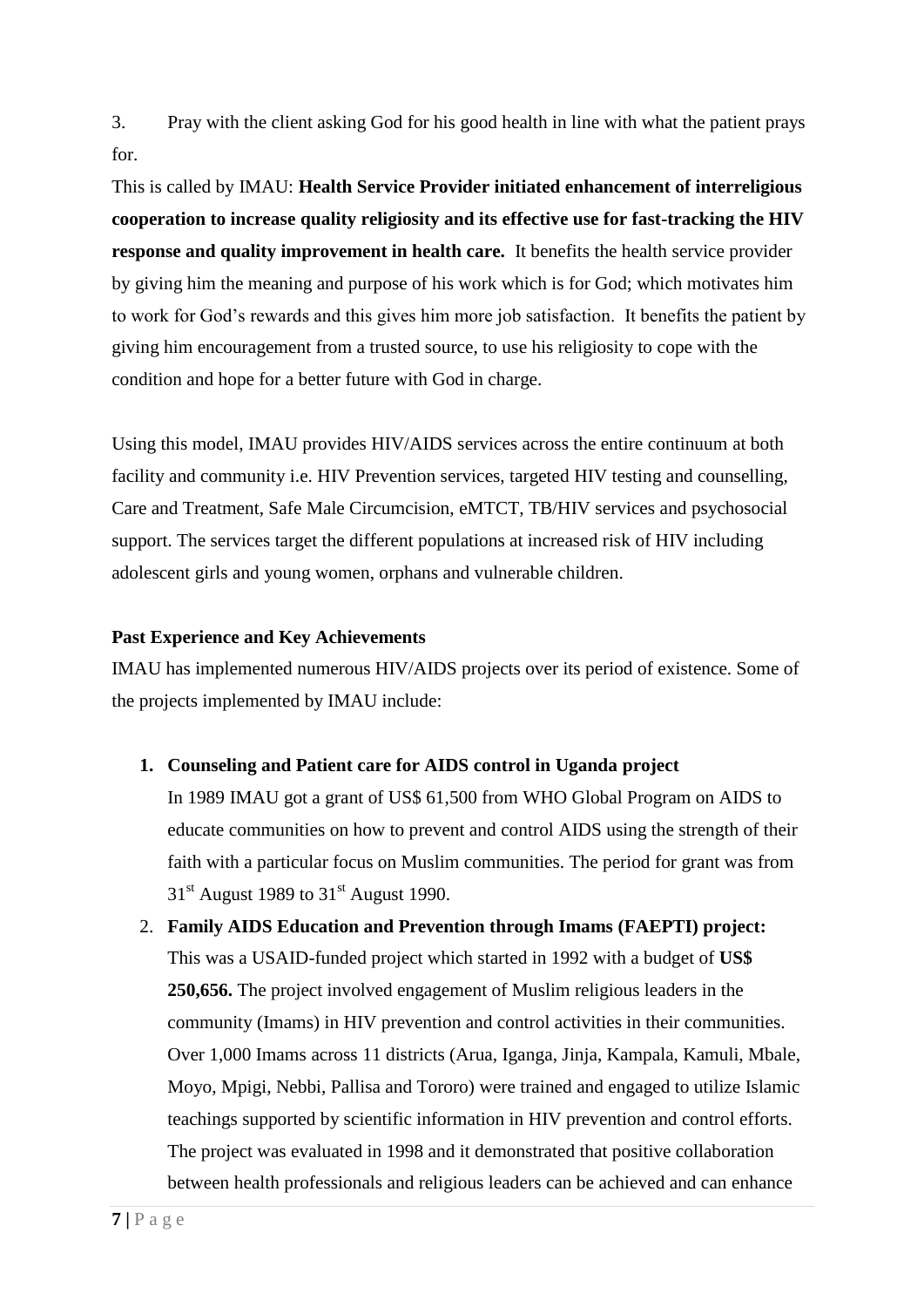3. Pray with the client asking God for his good health in line with what the patient prays for.

This is called by IMAU: **Health Service Provider initiated enhancement of interreligious cooperation to increase quality religiosity and its effective use for fast-tracking the HIV response and quality improvement in health care.** It benefits the health service provider by giving him the meaning and purpose of his work which is for God; which motivates him to work for God's rewards and this gives him more job satisfaction. It benefits the patient by giving him encouragement from a trusted source, to use his religiosity to cope with the condition and hope for a better future with God in charge.

Using this model, IMAU provides HIV/AIDS services across the entire continuum at both facility and community i.e. HIV Prevention services, targeted HIV testing and counselling, Care and Treatment, Safe Male Circumcision, eMTCT, TB/HIV services and psychosocial support. The services target the different populations at increased risk of HIV including adolescent girls and young women, orphans and vulnerable children.

**Past Experience and Key Achievements**

IMAU has implemented numerous HIV/AIDS projects over its period of existence. Some of the projects implemented by IMAU include:

1. **Counseling and Patient care for AIDS control in Uganda project**
   In 1989 IMAU got a grant of US$ 61,500 from WHO Global Program on AIDS to educate communities on how to prevent and control AIDS using the strength of their faith with a particular focus on Muslim communities. The period for grant was from 31st August 1989 to 31st August 1990.
2. **Family AIDS Education and Prevention through Imams (FAEPTI) project:** This was a USAID-funded project which started in 1992 with a budget of **US$ 250,656.** The project involved engagement of Muslim religious leaders in the community (Imams) in HIV prevention and control activities in their communities. Over 1,000 Imams across 11 districts (Arua, Iganga, Jinja, Kampala, Kamuli, Mbale, Moyo, Mpigi, Nebbi, Pallisa and Tororo) were trained and engaged to utilize Islamic teachings supported by scientific information in HIV prevention and control efforts. The project was evaluated in 1998 and it demonstrated that positive collaboration between health professionals and religious leaders can be achieved and can enhance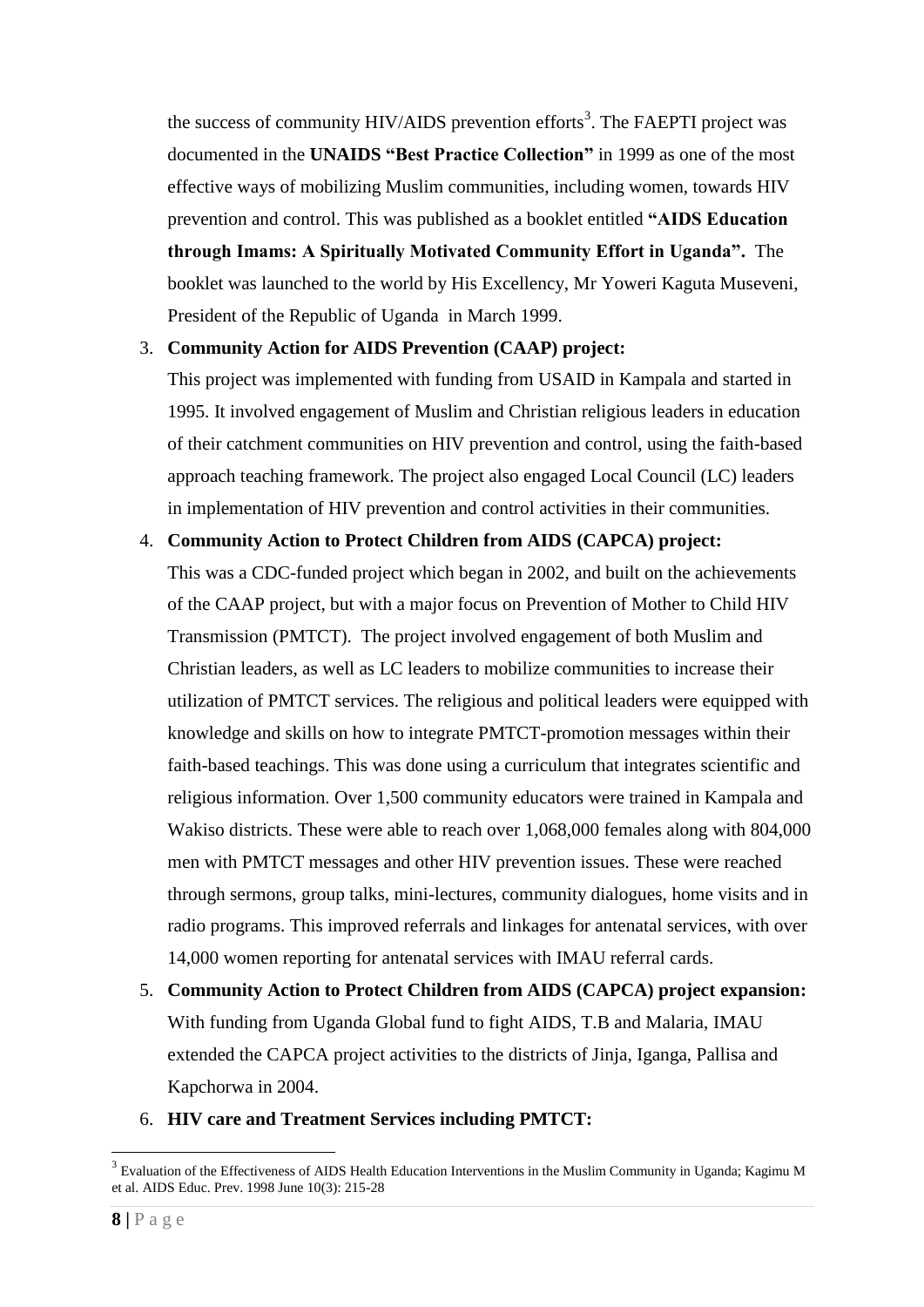the success of community HIV/AIDS prevention efforts[3]. The FAEPTI project was documented in the **UNAIDS "Best Practice Collection"** in 1999 as one of the most effective ways of mobilizing Muslim communities, including women, towards HIV prevention and control. This was published as a booklet entitled **"AIDS Education through Imams: A Spiritually Motivated Community Effort in Uganda".** The booklet was launched to the world by His Excellency, Mr Yoweri Kaguta Museveni, President of the Republic of Uganda in March 1999.

3. **Community Action for AIDS Prevention (CAAP) project:**
   This project was implemented with funding from USAID in Kampala and started in 1995. It involved engagement of Muslim and Christian religious leaders in education of their catchment communities on HIV prevention and control, using the faith-based approach teaching framework. The project also engaged Local Council (LC) leaders in implementation of HIV prevention and control activities in their communities.
4. **Community Action to Protect Children from AIDS (CAPCA) project:**
   This was a CDC-funded project which began in 2002, and built on the achievements of the CAAP project, but with a major focus on Prevention of Mother to Child HIV Transmission (PMTCT). The project involved engagement of both Muslim and Christian leaders, as well as LC leaders to mobilize communities to increase their utilization of PMTCT services. The religious and political leaders were equipped with knowledge and skills on how to integrate PMTCT-promotion messages within their faith-based teachings. This was done using a curriculum that integrates scientific and religious information. Over 1,500 community educators were trained in Kampala and Wakiso districts. These were able to reach over 1,068,000 females along with 804,000 men with PMTCT messages and other HIV prevention issues. These were reached through sermons, group talks, mini-lectures, community dialogues, home visits and in radio programs. This improved referrals and linkages for antenatal services, with over 14,000 women reporting for antenatal services with IMAU referral cards.
5. **Community Action to Protect Children from AIDS (CAPCA) project expansion:**
   With funding from Uganda Global fund to fight AIDS, T.B and Malaria, IMAU extended the CAPCA project activities to the districts of Jinja, Iganga, Pallisa and Kapchorwa in 2004.
6. **HIV care and Treatment Services including PMTCT:**

---

[3] Evaluation of the Effectiveness of AIDS Health Education Interventions in the Muslim Community in Uganda; Kagimu M et al. AIDS Educ. Prev. 1998 June 10(3): 215-28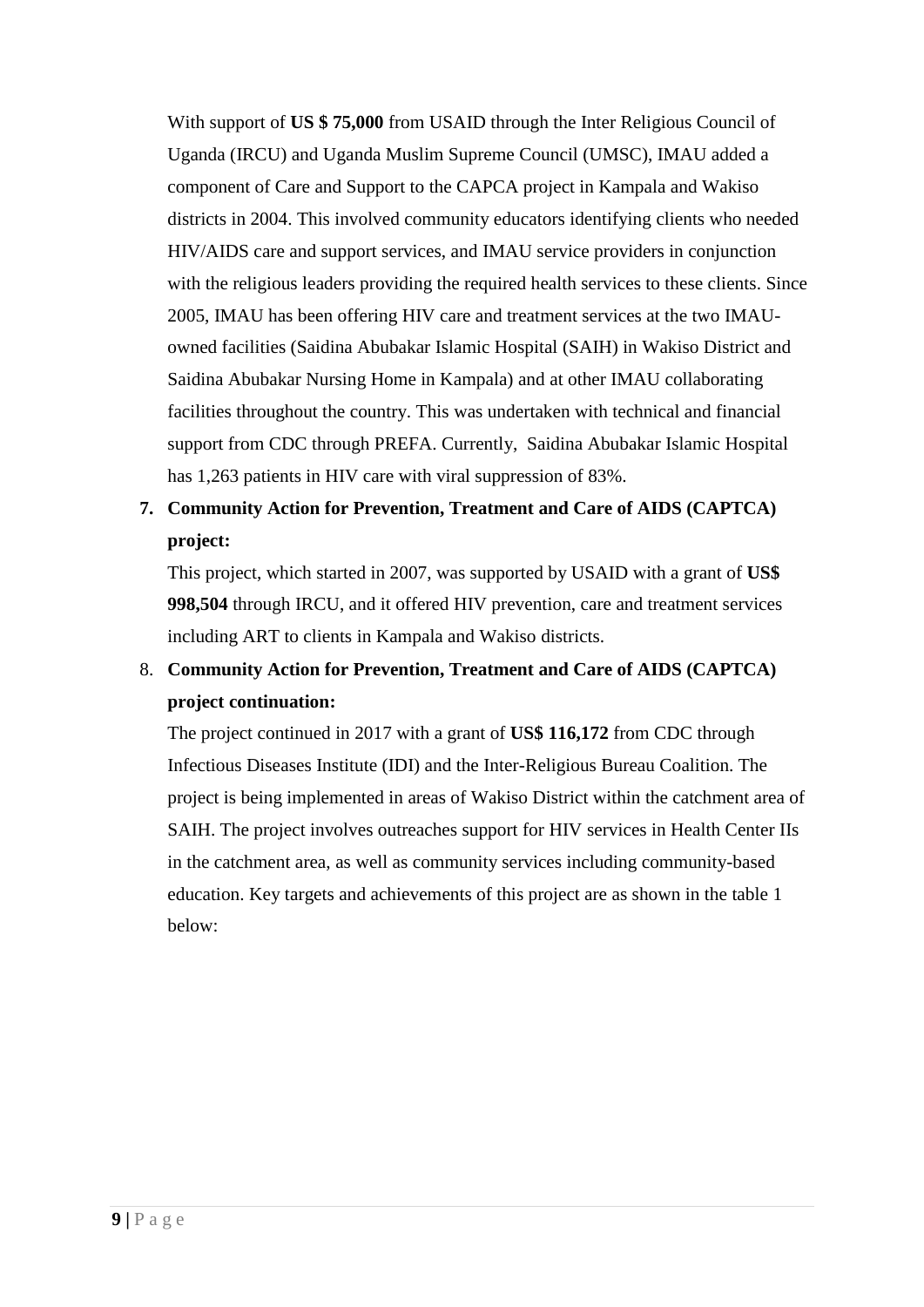With support of **US $ 75,000** from USAID through the Inter Religious Council of Uganda (IRCU) and Uganda Muslim Supreme Council (UMSC), IMAU added a component of Care and Support to the CAPCA project in Kampala and Wakiso districts in 2004. This involved community educators identifying clients who needed HIV/AIDS care and support services, and IMAU service providers in conjunction with the religious leaders providing the required health services to these clients. Since 2005, IMAU has been offering HIV care and treatment services at the two IMAU-owned facilities (Saidina Abubakar Islamic Hospital (SAIH) in Wakiso District and Saidina Abubakar Nursing Home in Kampala) and at other IMAU collaborating facilities throughout the country. This was undertaken with technical and financial support from CDC through PREFA. Currently, Saidina Abubakar Islamic Hospital has 1,263 patients in HIV care with viral suppression of 83%.

7. **Community Action for Prevention, Treatment and Care of AIDS (CAPTCA) project:**

   This project, which started in 2007, was supported by USAID with a grant of **US$ 998,504** through IRCU, and it offered HIV prevention, care and treatment services including ART to clients in Kampala and Wakiso districts.

8. **Community Action for Prevention, Treatment and Care of AIDS (CAPTCA) project continuation:**

   The project continued in 2017 with a grant of **US$ 116,172** from CDC through Infectious Diseases Institute (IDI) and the Inter-Religious Bureau Coalition. The project is being implemented in areas of Wakiso District within the catchment area of SAIH. The project involves outreaches support for HIV services in Health Center IIs in the catchment area, as well as community services including community-based education. Key targets and achievements of this project are as shown in the table 1 below: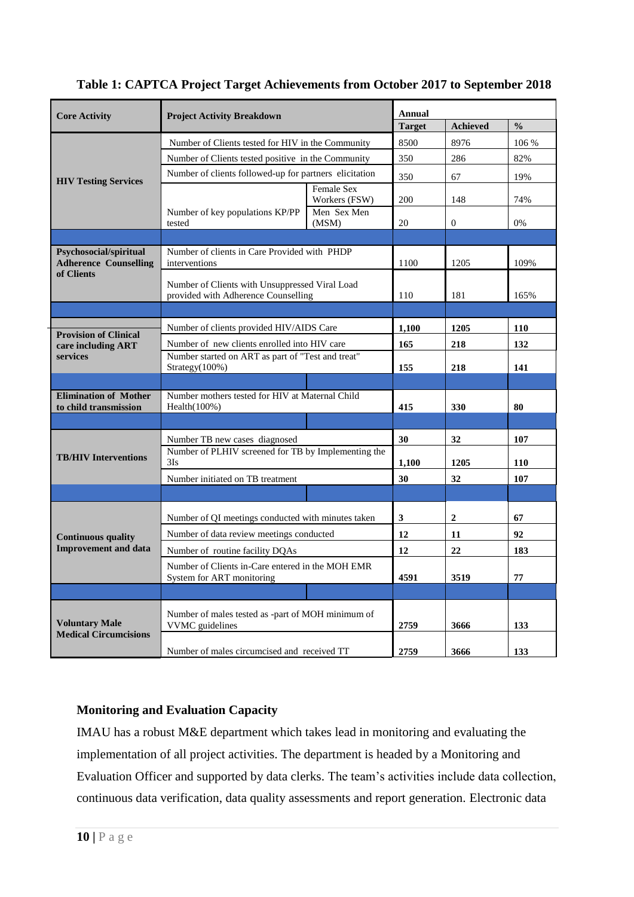**Table 1: CAPTCA Project Target Achievements from October 2017 to September 2018**

| Core Activity | Project Activity Breakdown | | Annual Target | Achieved | % |
|---|---|---|---|---|---|
| HIV Testing Services | Number of Clients tested for HIV in the Community | | 8500 | 8976 | 106 % |
| | Number of Clients tested positive in the Community | | 350 | 286 | 82% |
| | Number of clients followed-up for partners elicitation | | 350 | 67 | 19% |
| | Number of key populations KP/PP tested | Female Sex Workers (FSW) | 200 | 148 | 74% |
| | | Men Sex Men (MSM) | 20 | 0 | 0% |
| Psychosocial/spiritual Adherence Counselling of Clients | Number of clients in Care Provided with PHDP interventions | | 1100 | 1205 | 109% |
| | Number of Clients with Unsuppressed Viral Load provided with Adherence Counselling | | 110 | 181 | 165% |
| Provision of Clinical care including ART services | Number of clients provided HIV/AIDS Care | | **1,100** | **1205** | **110** |
| | Number of new clients enrolled into HIV care | | **165** | **218** | **132** |
| | Number started on ART as part of "Test and treat" Strategy(100%) | | **155** | **218** | **141** |
| Elimination of Mother to child transmission | Number mothers tested for HIV at Maternal Child Health(100%) | | **415** | **330** | **80** |
| TB/HIV Interventions | Number TB new cases diagnosed | | **30** | **32** | **107** |
| | Number of PLHIV screened for TB by Implementing the 3Is | | **1,100** | **1205** | **110** |
| | Number initiated on TB treatment | | **30** | **32** | **107** |
| Continuous quality Improvement and data | Number of QI meetings conducted with minutes taken | | **3** | **2** | **67** |
| | Number of data review meetings conducted | | **12** | **11** | **92** |
| | Number of routine facility DQAs | | **12** | **22** | **183** |
| | Number of Clients in-Care entered in the MOH EMR System for ART monitoring | | **4591** | **3519** | **77** |
| Voluntary Male Medical Circumcisions | Number of males tested as -part of MOH minimum of VVMC guidelines | | **2759** | **3666** | **133** |
| | Number of males circumcised and received TT | | **2759** | **3666** | **133** |

## Monitoring and Evaluation Capacity

IMAU has a robust M&E department which takes lead in monitoring and evaluating the implementation of all project activities. The department is headed by a Monitoring and Evaluation Officer and supported by data clerks. The team's activities include data collection, continuous data verification, data quality assessments and report generation. Electronic data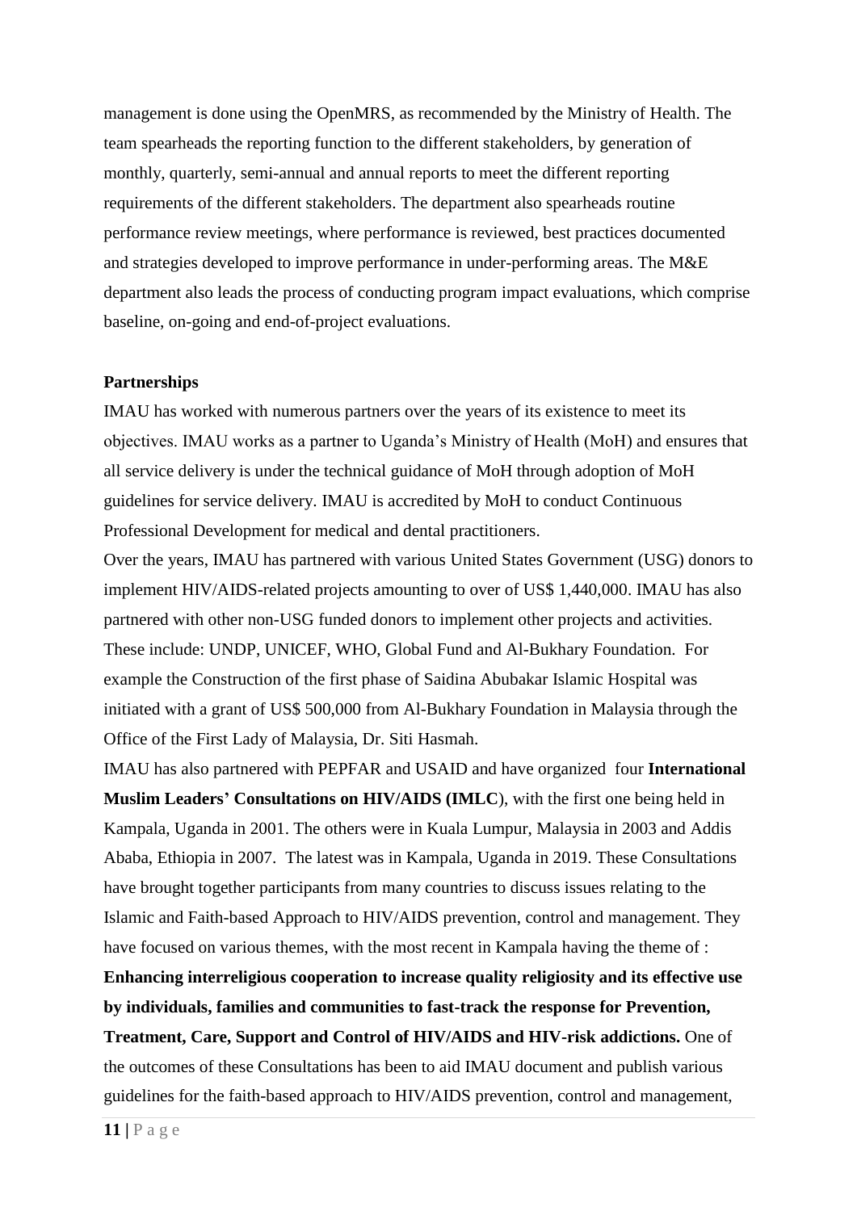management is done using the OpenMRS, as recommended by the Ministry of Health. The team spearheads the reporting function to the different stakeholders, by generation of monthly, quarterly, semi-annual and annual reports to meet the different reporting requirements of the different stakeholders. The department also spearheads routine performance review meetings, where performance is reviewed, best practices documented and strategies developed to improve performance in under-performing areas. The M&E department also leads the process of conducting program impact evaluations, which comprise baseline, on-going and end-of-project evaluations.

**Partnerships**

IMAU has worked with numerous partners over the years of its existence to meet its objectives. IMAU works as a partner to Uganda's Ministry of Health (MoH) and ensures that all service delivery is under the technical guidance of MoH through adoption of MoH guidelines for service delivery. IMAU is accredited by MoH to conduct Continuous Professional Development for medical and dental practitioners.

Over the years, IMAU has partnered with various United States Government (USG) donors to implement HIV/AIDS-related projects amounting to over of US$ 1,440,000. IMAU has also partnered with other non-USG funded donors to implement other projects and activities. These include: UNDP, UNICEF, WHO, Global Fund and Al-Bukhary Foundation. For example the Construction of the first phase of Saidina Abubakar Islamic Hospital was initiated with a grant of US$ 500,000 from Al-Bukhary Foundation in Malaysia through the Office of the First Lady of Malaysia, Dr. Siti Hasmah.

IMAU has also partnered with PEPFAR and USAID and have organized four **International Muslim Leaders' Consultations on HIV/AIDS (IMLC**), with the first one being held in Kampala, Uganda in 2001. The others were in Kuala Lumpur, Malaysia in 2003 and Addis Ababa, Ethiopia in 2007. The latest was in Kampala, Uganda in 2019. These Consultations have brought together participants from many countries to discuss issues relating to the Islamic and Faith-based Approach to HIV/AIDS prevention, control and management. They have focused on various themes, with the most recent in Kampala having the theme of : **Enhancing interreligious cooperation to increase quality religiosity and its effective use by individuals, families and communities to fast-track the response for Prevention, Treatment, Care, Support and Control of HIV/AIDS and HIV-risk addictions.** One of the outcomes of these Consultations has been to aid IMAU document and publish various guidelines for the faith-based approach to HIV/AIDS prevention, control and management,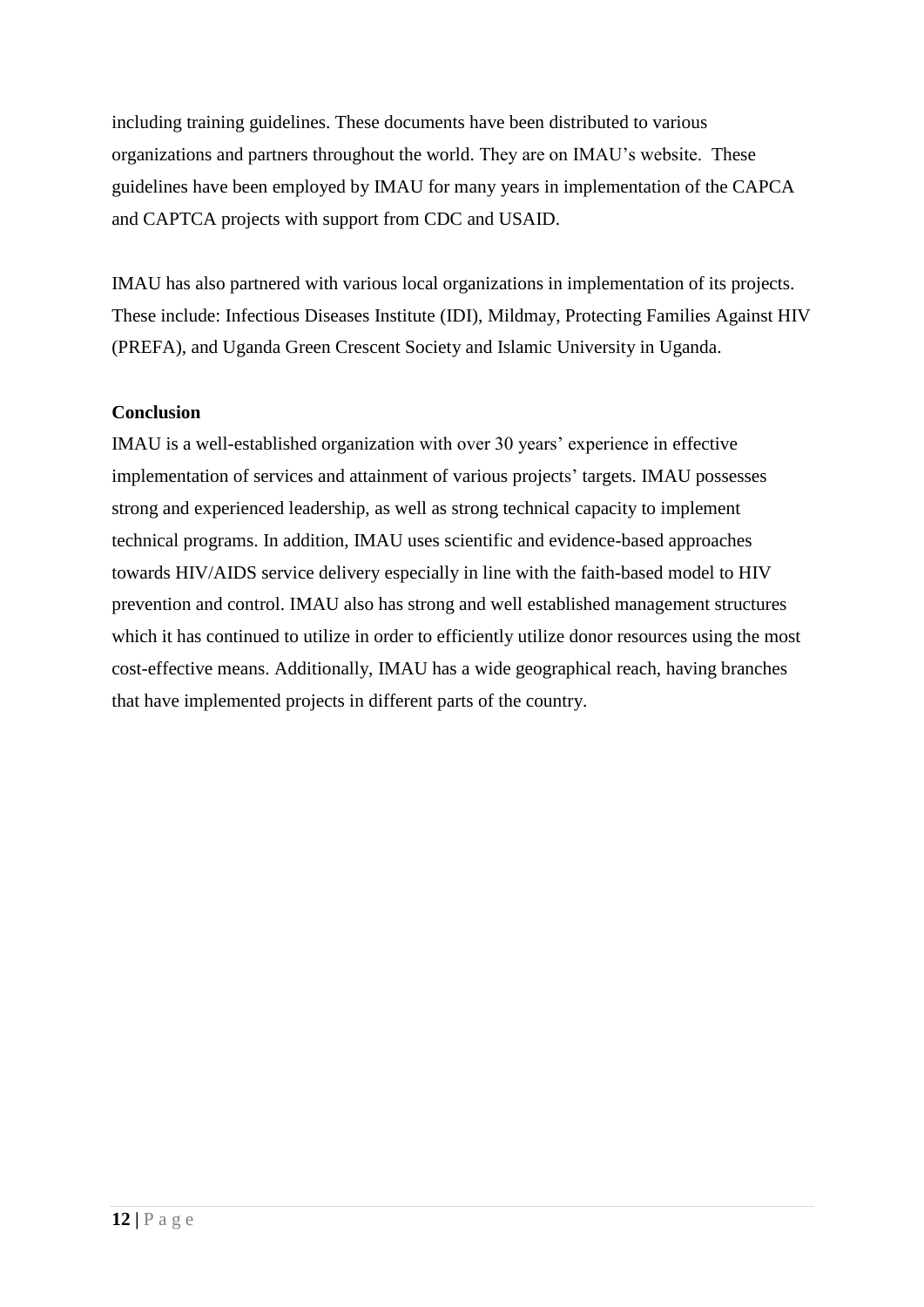including training guidelines. These documents have been distributed to various organizations and partners throughout the world. They are on IMAU's website. These guidelines have been employed by IMAU for many years in implementation of the CAPCA and CAPTCA projects with support from CDC and USAID.

IMAU has also partnered with various local organizations in implementation of its projects. These include: Infectious Diseases Institute (IDI), Mildmay, Protecting Families Against HIV (PREFA), and Uganda Green Crescent Society and Islamic University in Uganda.

**Conclusion**

IMAU is a well-established organization with over 30 years' experience in effective implementation of services and attainment of various projects' targets. IMAU possesses strong and experienced leadership, as well as strong technical capacity to implement technical programs. In addition, IMAU uses scientific and evidence-based approaches towards HIV/AIDS service delivery especially in line with the faith-based model to HIV prevention and control. IMAU also has strong and well established management structures which it has continued to utilize in order to efficiently utilize donor resources using the most cost-effective means. Additionally, IMAU has a wide geographical reach, having branches that have implemented projects in different parts of the country.